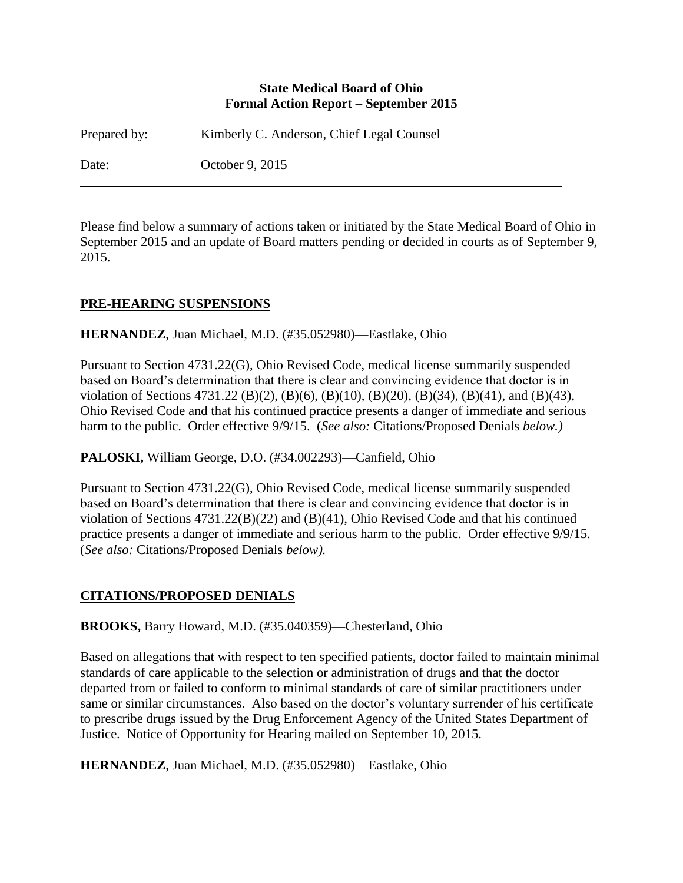**State Medical Board of Ohio**
**Formal Action Report – September 2015**

Prepared by: Kimberly C. Anderson, Chief Legal Counsel

Date: October 9, 2015

---

Please find below a summary of actions taken or initiated by the State Medical Board of Ohio in September 2015 and an update of Board matters pending or decided in courts as of September 9, 2015.

## PRE-HEARING SUSPENSIONS

**HERNANDEZ**, Juan Michael, M.D. (#35.052980)—Eastlake, Ohio

Pursuant to Section 4731.22(G), Ohio Revised Code, medical license summarily suspended based on Board's determination that there is clear and convincing evidence that doctor is in violation of Sections 4731.22 (B)(2), (B)(6), (B)(10), (B)(20), (B)(34), (B)(41), and (B)(43), Ohio Revised Code and that his continued practice presents a danger of immediate and serious harm to the public. Order effective 9/9/15. (*See also:* Citations/Proposed Denials *below.)*

**PALOSKI,** William George, D.O. (#34.002293)—Canfield, Ohio

Pursuant to Section 4731.22(G), Ohio Revised Code, medical license summarily suspended based on Board's determination that there is clear and convincing evidence that doctor is in violation of Sections 4731.22(B)(22) and (B)(41), Ohio Revised Code and that his continued practice presents a danger of immediate and serious harm to the public. Order effective 9/9/15. (*See also:* Citations/Proposed Denials *below).*

## CITATIONS/PROPOSED DENIALS

**BROOKS,** Barry Howard, M.D. (#35.040359)—Chesterland, Ohio

Based on allegations that with respect to ten specified patients, doctor failed to maintain minimal standards of care applicable to the selection or administration of drugs and that the doctor departed from or failed to conform to minimal standards of care of similar practitioners under same or similar circumstances. Also based on the doctor's voluntary surrender of his certificate to prescribe drugs issued by the Drug Enforcement Agency of the United States Department of Justice. Notice of Opportunity for Hearing mailed on September 10, 2015.

**HERNANDEZ**, Juan Michael, M.D. (#35.052980)—Eastlake, Ohio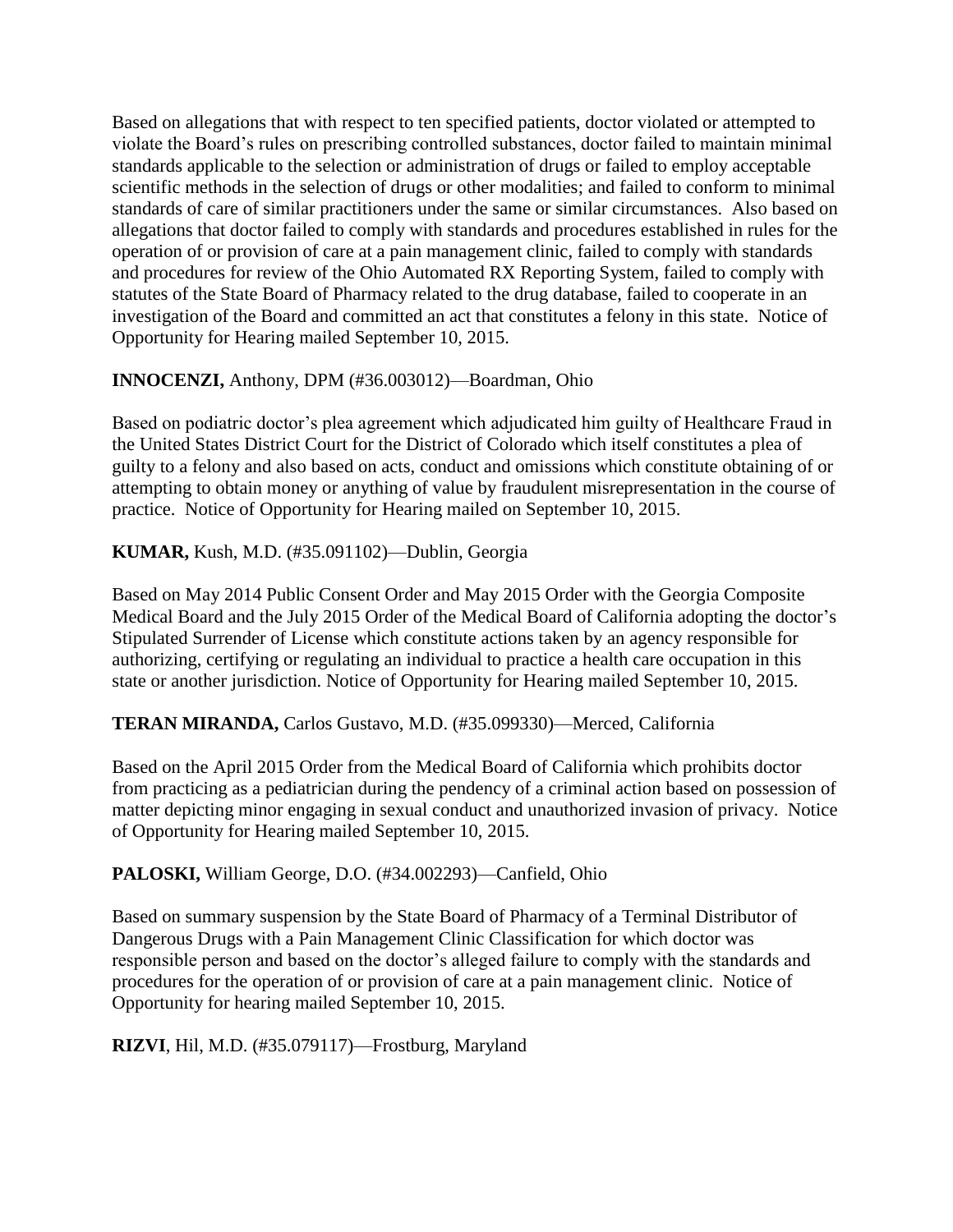Based on allegations that with respect to ten specified patients, doctor violated or attempted to violate the Board's rules on prescribing controlled substances, doctor failed to maintain minimal standards applicable to the selection or administration of drugs or failed to employ acceptable scientific methods in the selection of drugs or other modalities; and failed to conform to minimal standards of care of similar practitioners under the same or similar circumstances. Also based on allegations that doctor failed to comply with standards and procedures established in rules for the operation of or provision of care at a pain management clinic, failed to comply with standards and procedures for review of the Ohio Automated RX Reporting System, failed to comply with statutes of the State Board of Pharmacy related to the drug database, failed to cooperate in an investigation of the Board and committed an act that constitutes a felony in this state. Notice of Opportunity for Hearing mailed September 10, 2015.

**INNOCENZI,** Anthony, DPM (#36.003012)—Boardman, Ohio

Based on podiatric doctor's plea agreement which adjudicated him guilty of Healthcare Fraud in the United States District Court for the District of Colorado which itself constitutes a plea of guilty to a felony and also based on acts, conduct and omissions which constitute obtaining of or attempting to obtain money or anything of value by fraudulent misrepresentation in the course of practice. Notice of Opportunity for Hearing mailed on September 10, 2015.

**KUMAR,** Kush, M.D. (#35.091102)—Dublin, Georgia

Based on May 2014 Public Consent Order and May 2015 Order with the Georgia Composite Medical Board and the July 2015 Order of the Medical Board of California adopting the doctor's Stipulated Surrender of License which constitute actions taken by an agency responsible for authorizing, certifying or regulating an individual to practice a health care occupation in this state or another jurisdiction. Notice of Opportunity for Hearing mailed September 10, 2015.

**TERAN MIRANDA,** Carlos Gustavo, M.D. (#35.099330)—Merced, California

Based on the April 2015 Order from the Medical Board of California which prohibits doctor from practicing as a pediatrician during the pendency of a criminal action based on possession of matter depicting minor engaging in sexual conduct and unauthorized invasion of privacy. Notice of Opportunity for Hearing mailed September 10, 2015.

**PALOSKI,** William George, D.O. (#34.002293)—Canfield, Ohio

Based on summary suspension by the State Board of Pharmacy of a Terminal Distributor of Dangerous Drugs with a Pain Management Clinic Classification for which doctor was responsible person and based on the doctor's alleged failure to comply with the standards and procedures for the operation of or provision of care at a pain management clinic. Notice of Opportunity for hearing mailed September 10, 2015.

**RIZVI**, Hil, M.D. (#35.079117)—Frostburg, Maryland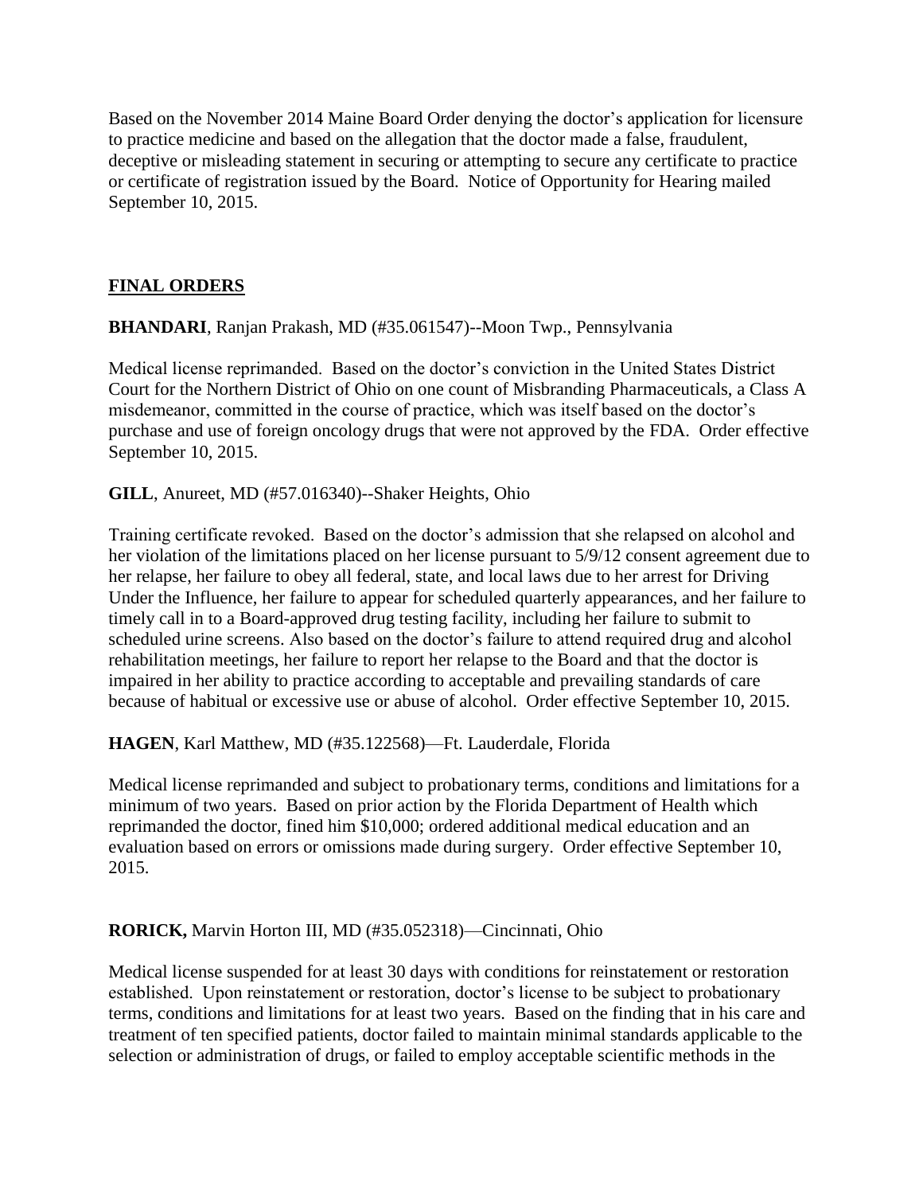Based on the November 2014 Maine Board Order denying the doctor's application for licensure to practice medicine and based on the allegation that the doctor made a false, fraudulent, deceptive or misleading statement in securing or attempting to secure any certificate to practice or certificate of registration issued by the Board. Notice of Opportunity for Hearing mailed September 10, 2015.

## FINAL ORDERS

**BHANDARI**, Ranjan Prakash, MD (#35.061547)--Moon Twp., Pennsylvania

Medical license reprimanded. Based on the doctor's conviction in the United States District Court for the Northern District of Ohio on one count of Misbranding Pharmaceuticals, a Class A misdemeanor, committed in the course of practice, which was itself based on the doctor's purchase and use of foreign oncology drugs that were not approved by the FDA. Order effective September 10, 2015.

**GILL**, Anureet, MD (#57.016340)--Shaker Heights, Ohio

Training certificate revoked. Based on the doctor's admission that she relapsed on alcohol and her violation of the limitations placed on her license pursuant to 5/9/12 consent agreement due to her relapse, her failure to obey all federal, state, and local laws due to her arrest for Driving Under the Influence, her failure to appear for scheduled quarterly appearances, and her failure to timely call in to a Board-approved drug testing facility, including her failure to submit to scheduled urine screens. Also based on the doctor's failure to attend required drug and alcohol rehabilitation meetings, her failure to report her relapse to the Board and that the doctor is impaired in her ability to practice according to acceptable and prevailing standards of care because of habitual or excessive use or abuse of alcohol. Order effective September 10, 2015.

**HAGEN**, Karl Matthew, MD (#35.122568)—Ft. Lauderdale, Florida

Medical license reprimanded and subject to probationary terms, conditions and limitations for a minimum of two years. Based on prior action by the Florida Department of Health which reprimanded the doctor, fined him $10,000; ordered additional medical education and an evaluation based on errors or omissions made during surgery. Order effective September 10, 2015.

**RORICK,** Marvin Horton III, MD (#35.052318)—Cincinnati, Ohio

Medical license suspended for at least 30 days with conditions for reinstatement or restoration established. Upon reinstatement or restoration, doctor's license to be subject to probationary terms, conditions and limitations for at least two years. Based on the finding that in his care and treatment of ten specified patients, doctor failed to maintain minimal standards applicable to the selection or administration of drugs, or failed to employ acceptable scientific methods in the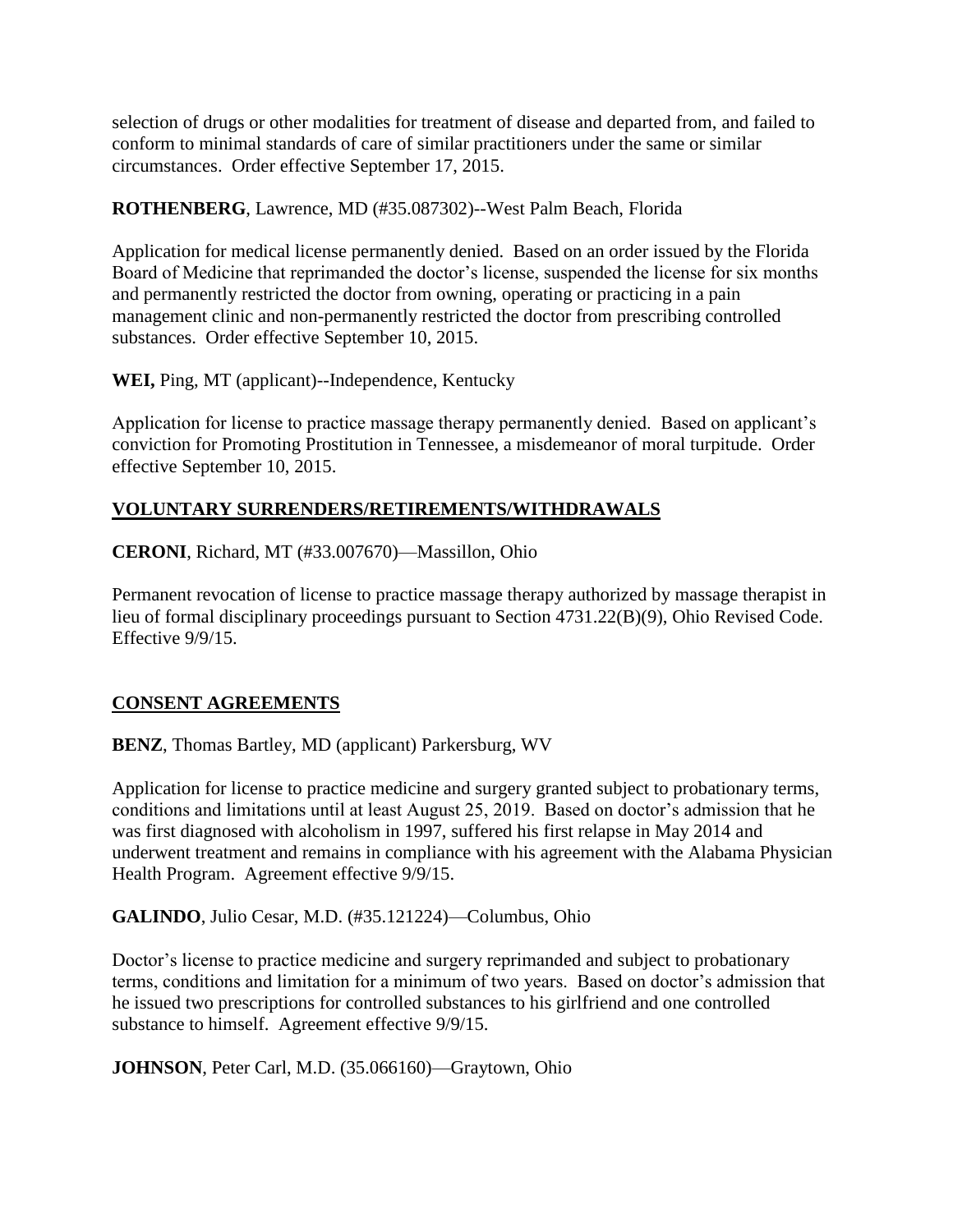selection of drugs or other modalities for treatment of disease and departed from, and failed to conform to minimal standards of care of similar practitioners under the same or similar circumstances. Order effective September 17, 2015.

**ROTHENBERG**, Lawrence, MD (#35.087302)--West Palm Beach, Florida

Application for medical license permanently denied. Based on an order issued by the Florida Board of Medicine that reprimanded the doctor's license, suspended the license for six months and permanently restricted the doctor from owning, operating or practicing in a pain management clinic and non-permanently restricted the doctor from prescribing controlled substances. Order effective September 10, 2015.

**WEI,** Ping, MT (applicant)--Independence, Kentucky

Application for license to practice massage therapy permanently denied. Based on applicant's conviction for Promoting Prostitution in Tennessee, a misdemeanor of moral turpitude. Order effective September 10, 2015.

## VOLUNTARY SURRENDERS/RETIREMENTS/WITHDRAWALS

**CERONI**, Richard, MT (#33.007670)—Massillon, Ohio

Permanent revocation of license to practice massage therapy authorized by massage therapist in lieu of formal disciplinary proceedings pursuant to Section 4731.22(B)(9), Ohio Revised Code. Effective 9/9/15.

## CONSENT AGREEMENTS

**BENZ**, Thomas Bartley, MD (applicant) Parkersburg, WV

Application for license to practice medicine and surgery granted subject to probationary terms, conditions and limitations until at least August 25, 2019. Based on doctor's admission that he was first diagnosed with alcoholism in 1997, suffered his first relapse in May 2014 and underwent treatment and remains in compliance with his agreement with the Alabama Physician Health Program. Agreement effective 9/9/15.

**GALINDO**, Julio Cesar, M.D. (#35.121224)—Columbus, Ohio

Doctor's license to practice medicine and surgery reprimanded and subject to probationary terms, conditions and limitation for a minimum of two years. Based on doctor's admission that he issued two prescriptions for controlled substances to his girlfriend and one controlled substance to himself. Agreement effective 9/9/15.

**JOHNSON**, Peter Carl, M.D. (35.066160)—Graytown, Ohio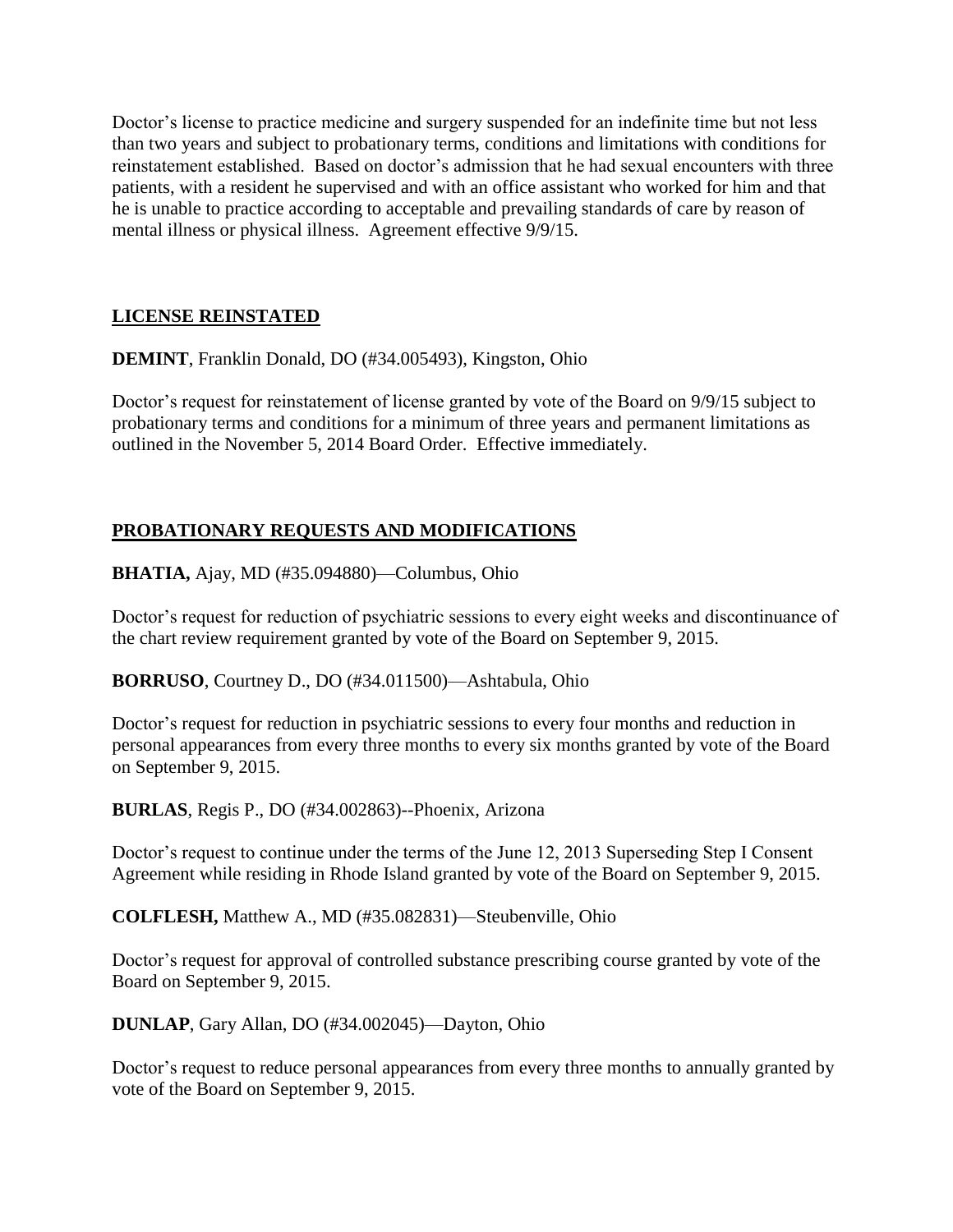Doctor's license to practice medicine and surgery suspended for an indefinite time but not less than two years and subject to probationary terms, conditions and limitations with conditions for reinstatement established. Based on doctor's admission that he had sexual encounters with three patients, with a resident he supervised and with an office assistant who worked for him and that he is unable to practice according to acceptable and prevailing standards of care by reason of mental illness or physical illness. Agreement effective 9/9/15.

## LICENSE REINSTATED

**DEMINT**, Franklin Donald, DO (#34.005493), Kingston, Ohio

Doctor's request for reinstatement of license granted by vote of the Board on 9/9/15 subject to probationary terms and conditions for a minimum of three years and permanent limitations as outlined in the November 5, 2014 Board Order. Effective immediately.

## PROBATIONARY REQUESTS AND MODIFICATIONS

**BHATIA,** Ajay, MD (#35.094880)—Columbus, Ohio

Doctor's request for reduction of psychiatric sessions to every eight weeks and discontinuance of the chart review requirement granted by vote of the Board on September 9, 2015.

**BORRUSO**, Courtney D., DO (#34.011500)—Ashtabula, Ohio

Doctor's request for reduction in psychiatric sessions to every four months and reduction in personal appearances from every three months to every six months granted by vote of the Board on September 9, 2015.

**BURLAS**, Regis P., DO (#34.002863)--Phoenix, Arizona

Doctor's request to continue under the terms of the June 12, 2013 Superseding Step I Consent Agreement while residing in Rhode Island granted by vote of the Board on September 9, 2015.

**COLFLESH,** Matthew A., MD (#35.082831)—Steubenville, Ohio

Doctor's request for approval of controlled substance prescribing course granted by vote of the Board on September 9, 2015.

**DUNLAP**, Gary Allan, DO (#34.002045)—Dayton, Ohio

Doctor's request to reduce personal appearances from every three months to annually granted by vote of the Board on September 9, 2015.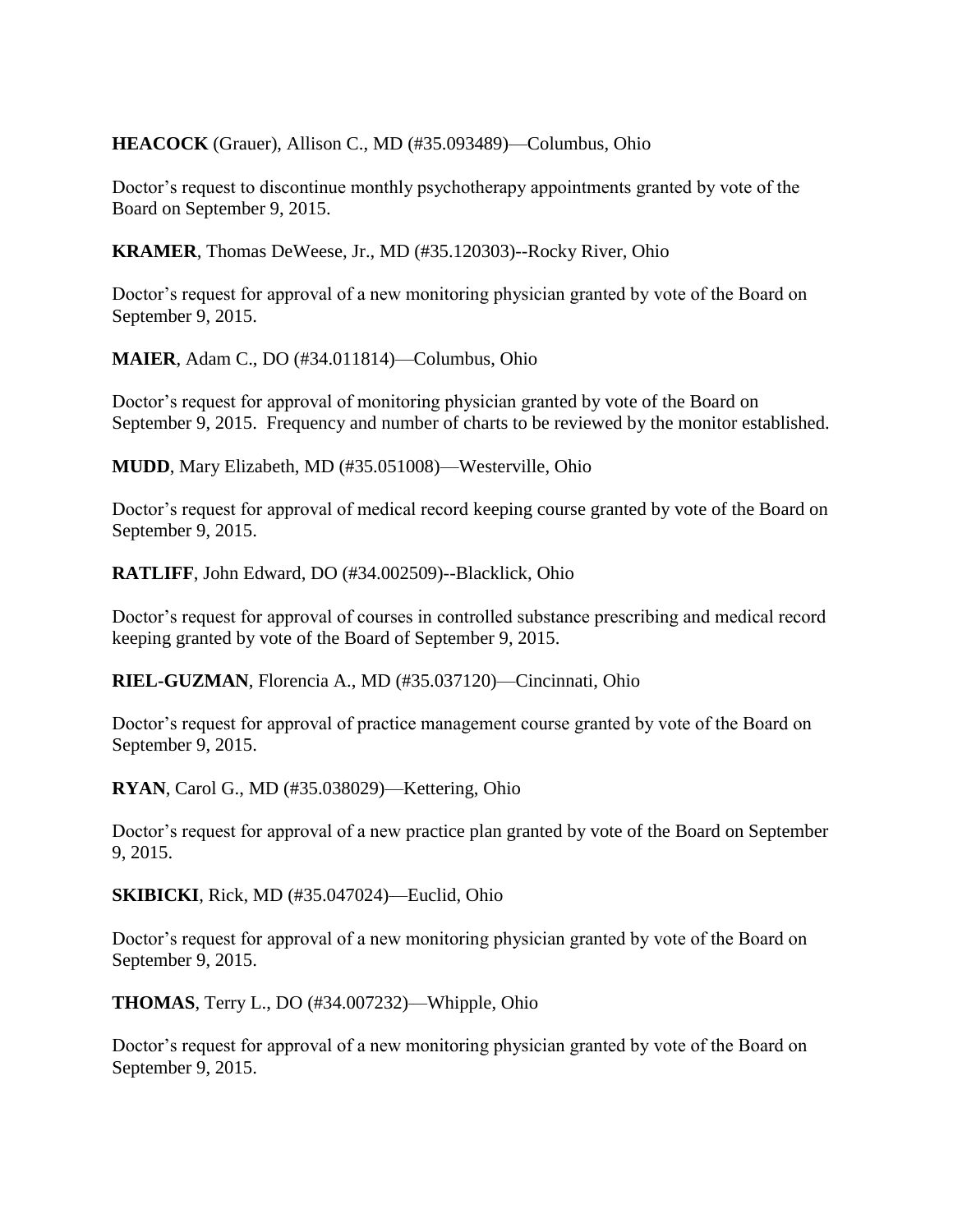**HEACOCK** (Grauer), Allison C., MD (#35.093489)—Columbus, Ohio

Doctor's request to discontinue monthly psychotherapy appointments granted by vote of the Board on September 9, 2015.

**KRAMER**, Thomas DeWeese, Jr., MD (#35.120303)--Rocky River, Ohio

Doctor's request for approval of a new monitoring physician granted by vote of the Board on September 9, 2015.

**MAIER**, Adam C., DO (#34.011814)—Columbus, Ohio

Doctor's request for approval of monitoring physician granted by vote of the Board on September 9, 2015. Frequency and number of charts to be reviewed by the monitor established.

**MUDD**, Mary Elizabeth, MD (#35.051008)—Westerville, Ohio

Doctor's request for approval of medical record keeping course granted by vote of the Board on September 9, 2015.

**RATLIFF**, John Edward, DO (#34.002509)--Blacklick, Ohio

Doctor's request for approval of courses in controlled substance prescribing and medical record keeping granted by vote of the Board of September 9, 2015.

**RIEL-GUZMAN**, Florencia A., MD (#35.037120)—Cincinnati, Ohio

Doctor's request for approval of practice management course granted by vote of the Board on September 9, 2015.

**RYAN**, Carol G., MD (#35.038029)—Kettering, Ohio

Doctor's request for approval of a new practice plan granted by vote of the Board on September 9, 2015.

**SKIBICKI**, Rick, MD (#35.047024)—Euclid, Ohio

Doctor's request for approval of a new monitoring physician granted by vote of the Board on September 9, 2015.

**THOMAS**, Terry L., DO (#34.007232)—Whipple, Ohio

Doctor's request for approval of a new monitoring physician granted by vote of the Board on September 9, 2015.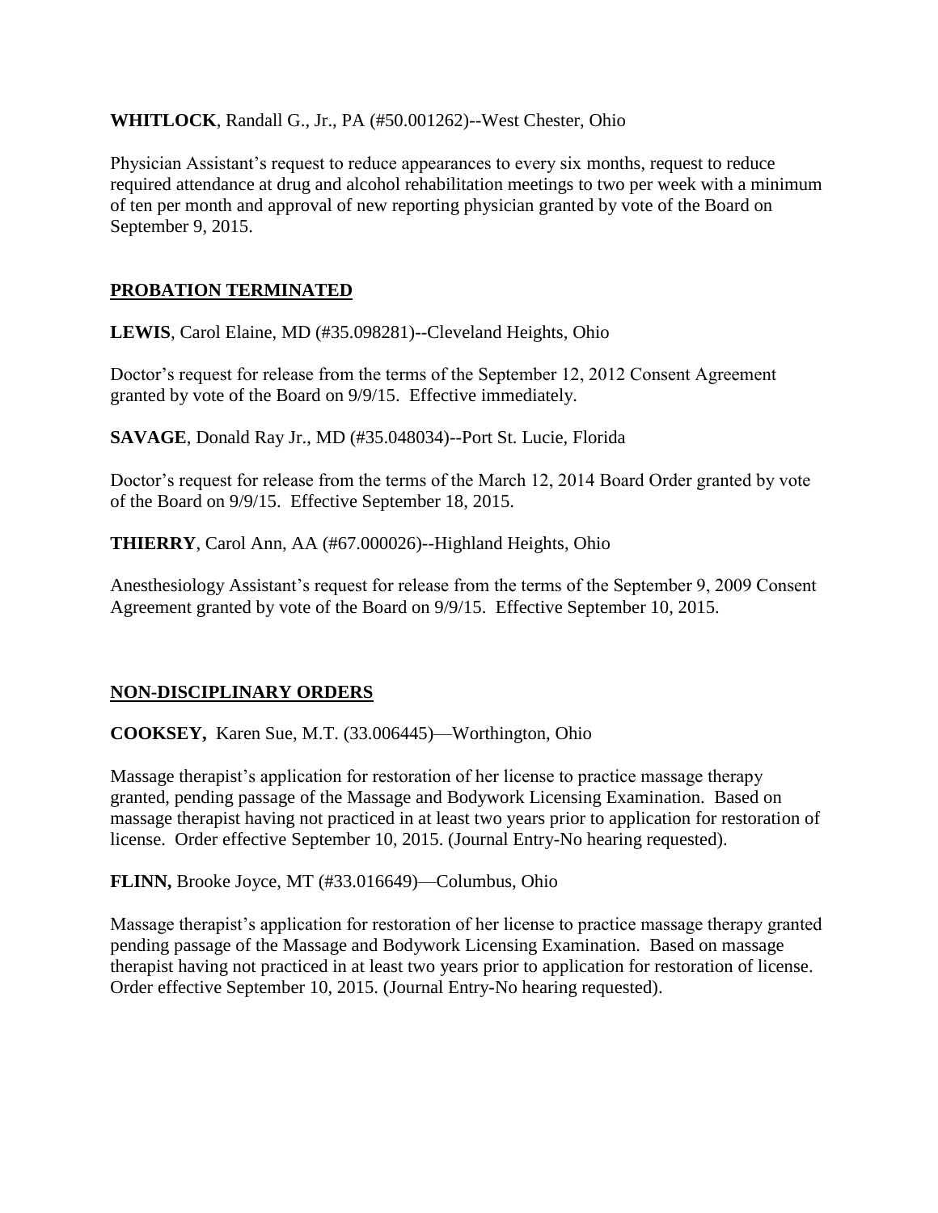**WHITLOCK**, Randall G., Jr., PA (#50.001262)--West Chester, Ohio

Physician Assistant's request to reduce appearances to every six months, request to reduce required attendance at drug and alcohol rehabilitation meetings to two per week with a minimum of ten per month and approval of new reporting physician granted by vote of the Board on September 9, 2015.

## PROBATION TERMINATED

**LEWIS**, Carol Elaine, MD (#35.098281)--Cleveland Heights, Ohio

Doctor's request for release from the terms of the September 12, 2012 Consent Agreement granted by vote of the Board on 9/9/15. Effective immediately.

**SAVAGE**, Donald Ray Jr., MD (#35.048034)--Port St. Lucie, Florida

Doctor's request for release from the terms of the March 12, 2014 Board Order granted by vote of the Board on 9/9/15. Effective September 18, 2015.

**THIERRY**, Carol Ann, AA (#67.000026)--Highland Heights, Ohio

Anesthesiology Assistant's request for release from the terms of the September 9, 2009 Consent Agreement granted by vote of the Board on 9/9/15. Effective September 10, 2015.

## NON-DISCIPLINARY ORDERS

**COOKSEY,** Karen Sue, M.T. (33.006445)—Worthington, Ohio

Massage therapist's application for restoration of her license to practice massage therapy granted, pending passage of the Massage and Bodywork Licensing Examination. Based on massage therapist having not practiced in at least two years prior to application for restoration of license. Order effective September 10, 2015. (Journal Entry-No hearing requested).

**FLINN,** Brooke Joyce, MT (#33.016649)—Columbus, Ohio

Massage therapist's application for restoration of her license to practice massage therapy granted pending passage of the Massage and Bodywork Licensing Examination. Based on massage therapist having not practiced in at least two years prior to application for restoration of license. Order effective September 10, 2015. (Journal Entry-No hearing requested).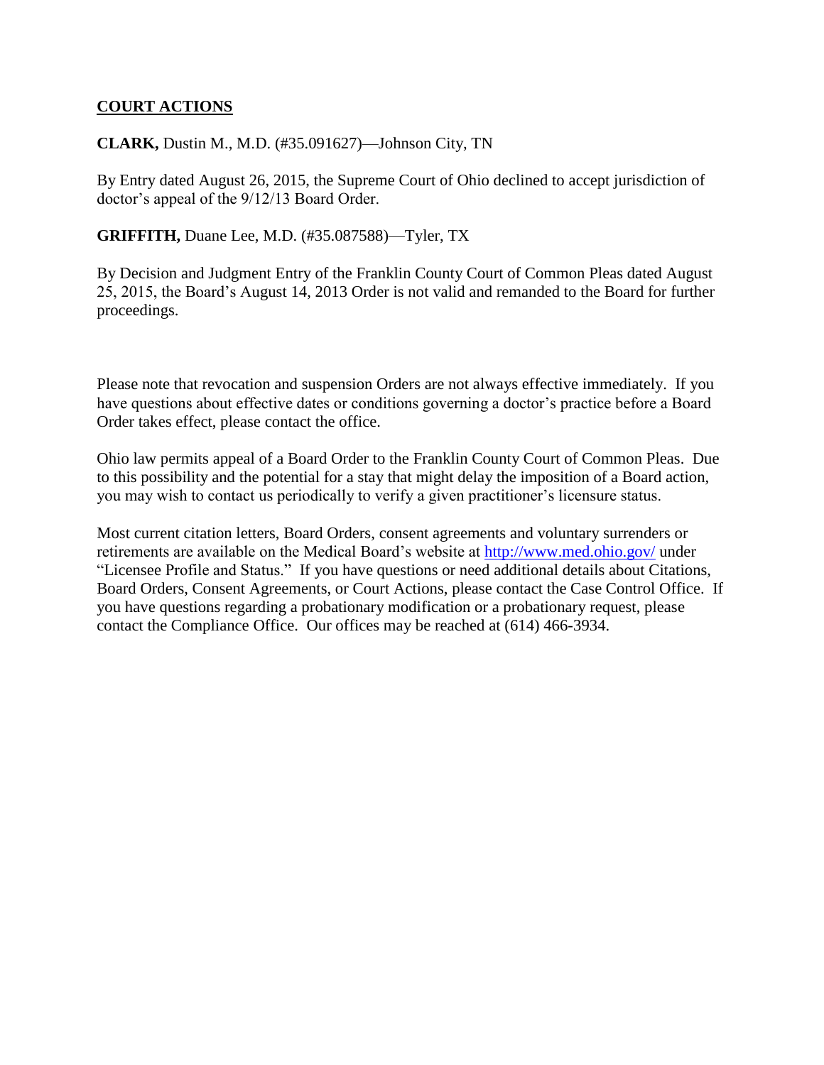## COURT ACTIONS

**CLARK,** Dustin M., M.D. (#35.091627)—Johnson City, TN

By Entry dated August 26, 2015, the Supreme Court of Ohio declined to accept jurisdiction of doctor's appeal of the 9/12/13 Board Order.

**GRIFFITH,** Duane Lee, M.D. (#35.087588)—Tyler, TX

By Decision and Judgment Entry of the Franklin County Court of Common Pleas dated August 25, 2015, the Board's August 14, 2013 Order is not valid and remanded to the Board for further proceedings.

Please note that revocation and suspension Orders are not always effective immediately. If you have questions about effective dates or conditions governing a doctor's practice before a Board Order takes effect, please contact the office.

Ohio law permits appeal of a Board Order to the Franklin County Court of Common Pleas. Due to this possibility and the potential for a stay that might delay the imposition of a Board action, you may wish to contact us periodically to verify a given practitioner's licensure status.

Most current citation letters, Board Orders, consent agreements and voluntary surrenders or retirements are available on the Medical Board's website at http://www.med.ohio.gov/ under "Licensee Profile and Status." If you have questions or need additional details about Citations, Board Orders, Consent Agreements, or Court Actions, please contact the Case Control Office. If you have questions regarding a probationary modification or a probationary request, please contact the Compliance Office. Our offices may be reached at (614) 466-3934.